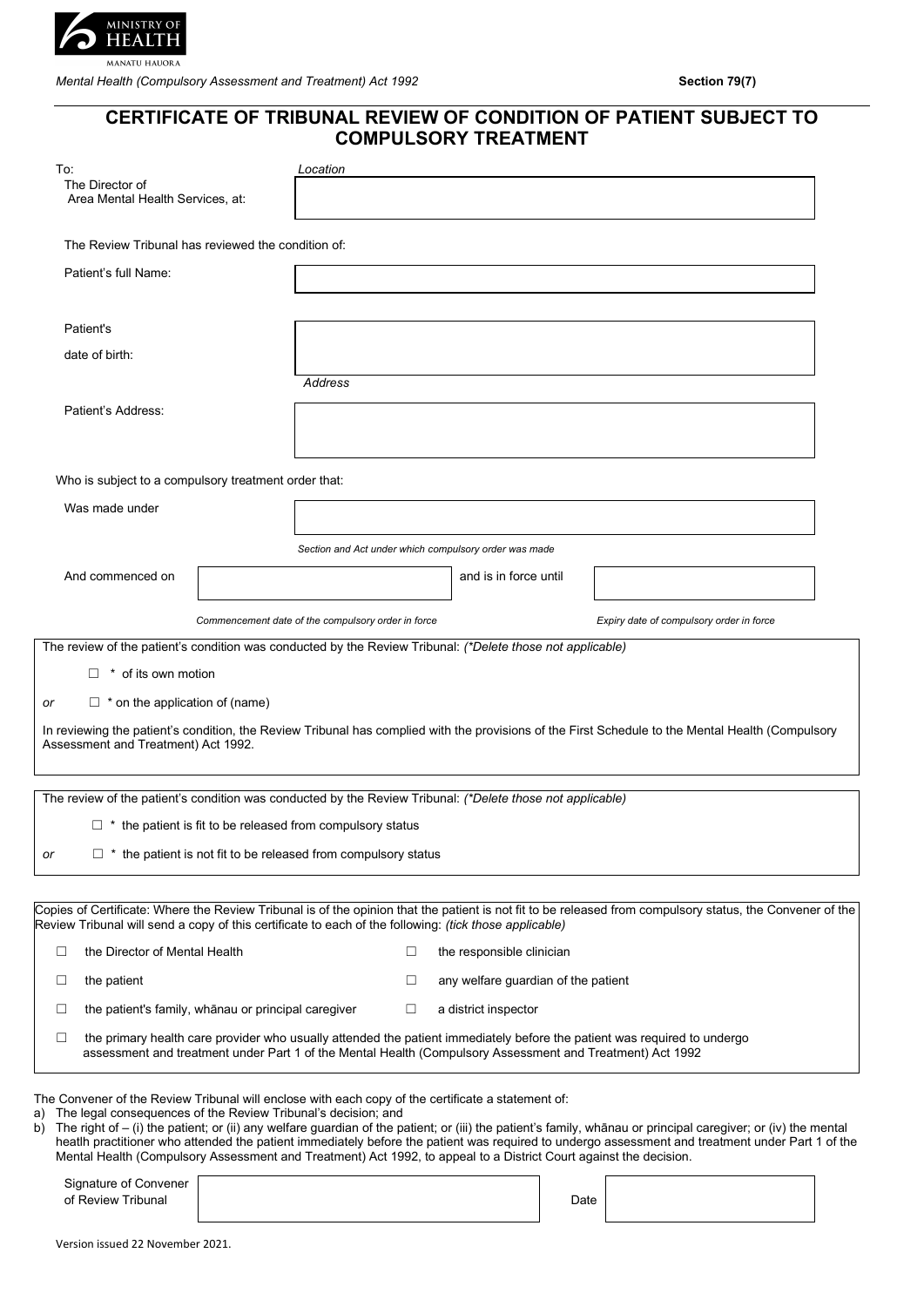MINISTRY OF HEALTH
MANATU HAUORA

*Mental Health (Compulsory Assessment and Treatment) Act 1992* **Section 79(7)**

# CERTIFICATE OF TRIBUNAL REVIEW OF CONDITION OF PATIENT SUBJECT TO COMPULSORY TREATMENT

To:
The Director of Area Mental Health Services, at: *Location*

The Review Tribunal has reviewed the condition of:

Patient's full Name:

Patient's date of birth:

Patient's Address: *Address*

Who is subject to a compulsory treatment order that:

Was made under

*Section and Act under which compulsory order was made*

And commenced on ___ and is in force until ___

*Commencement date of the compulsory order in force* *Expiry date of compulsory order in force*

The review of the patient's condition was conducted by the Review Tribunal: *(\*Delete those not applicable)*

☐ * of its own motion

*or* ☐ * on the application of (name)

In reviewing the patient's condition, the Review Tribunal has complied with the provisions of the First Schedule to the Mental Health (Compulsory Assessment and Treatment) Act 1992.

The review of the patient's condition was conducted by the Review Tribunal: *(\*Delete those not applicable)*

☐ * the patient is fit to be released from compulsory status

*or* ☐ * the patient is not fit to be released from compulsory status

Copies of Certificate: Where the Review Tribunal is of the opinion that the patient is not fit to be released from compulsory status, the Convener of the Review Tribunal will send a copy of this certificate to each of the following: *(tick those applicable)*

☐ the Director of Mental Health
☐ the responsible clinician
☐ the patient
☐ any welfare guardian of the patient
☐ the patient's family, whānau or principal caregiver
☐ a district inspector
☐ the primary health care provider who usually attended the patient immediately before the patient was required to undergo assessment and treatment under Part 1 of the Mental Health (Compulsory Assessment and Treatment) Act 1992

The Convener of the Review Tribunal will enclose with each copy of the certificate a statement of:

a) The legal consequences of the Review Tribunal's decision; and
b) The right of – (i) the patient; or (ii) any welfare guardian of the patient; or (iii) the patient's family, whānau or principal caregiver; or (iv) the mental heatlh practitioner who attended the patient immediately before the patient was required to undergo assessment and treatment under Part 1 of the Mental Health (Compulsory Assessment and Treatment) Act 1992, to appeal to a District Court against the decision.

Signature of Convener of Review Tribunal ___ Date ___

Version issued 22 November 2021.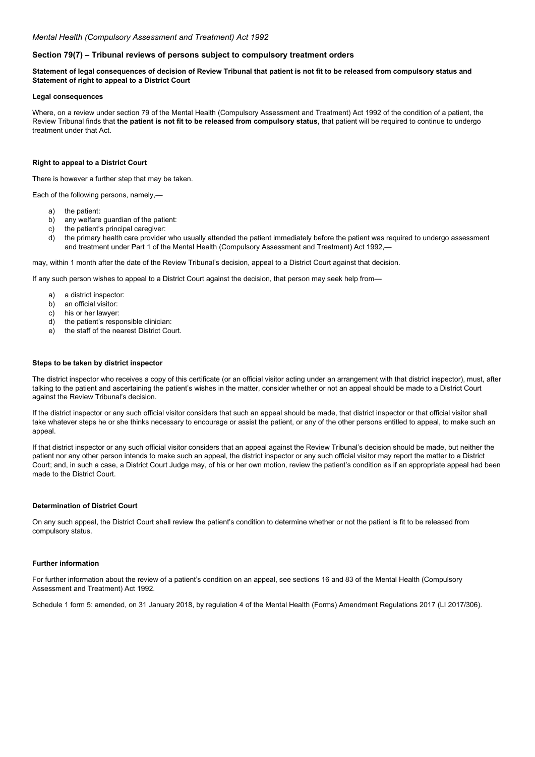*Mental Health (Compulsory Assessment and Treatment) Act 1992*

## Section 79(7) – Tribunal reviews of persons subject to compulsory treatment orders

**Statement of legal consequences of decision of Review Tribunal that patient is not fit to be released from compulsory status and Statement of right to appeal to a District Court**

### Legal consequences

Where, on a review under section 79 of the Mental Health (Compulsory Assessment and Treatment) Act 1992 of the condition of a patient, the Review Tribunal finds that **the patient is not fit to be released from compulsory status**, that patient will be required to continue to undergo treatment under that Act.

### Right to appeal to a District Court

There is however a further step that may be taken.

Each of the following persons, namely,—

a) the patient:
b) any welfare guardian of the patient:
c) the patient's principal caregiver:
d) the primary health care provider who usually attended the patient immediately before the patient was required to undergo assessment and treatment under Part 1 of the Mental Health (Compulsory Assessment and Treatment) Act 1992,—

may, within 1 month after the date of the Review Tribunal's decision, appeal to a District Court against that decision.

If any such person wishes to appeal to a District Court against the decision, that person may seek help from—

a) a district inspector:
b) an official visitor:
c) his or her lawyer:
d) the patient's responsible clinician:
e) the staff of the nearest District Court.

### Steps to be taken by district inspector

The district inspector who receives a copy of this certificate (or an official visitor acting under an arrangement with that district inspector), must, after talking to the patient and ascertaining the patient's wishes in the matter, consider whether or not an appeal should be made to a District Court against the Review Tribunal's decision.

If the district inspector or any such official visitor considers that such an appeal should be made, that district inspector or that official visitor shall take whatever steps he or she thinks necessary to encourage or assist the patient, or any of the other persons entitled to appeal, to make such an appeal.

If that district inspector or any such official visitor considers that an appeal against the Review Tribunal's decision should be made, but neither the patient nor any other person intends to make such an appeal, the district inspector or any such official visitor may report the matter to a District Court; and, in such a case, a District Court Judge may, of his or her own motion, review the patient's condition as if an appropriate appeal had been made to the District Court.

### Determination of District Court

On any such appeal, the District Court shall review the patient's condition to determine whether or not the patient is fit to be released from compulsory status.

### Further information

For further information about the review of a patient's condition on an appeal, see sections 16 and 83 of the Mental Health (Compulsory Assessment and Treatment) Act 1992.

Schedule 1 form 5: amended, on 31 January 2018, by regulation 4 of the Mental Health (Forms) Amendment Regulations 2017 (LI 2017/306).